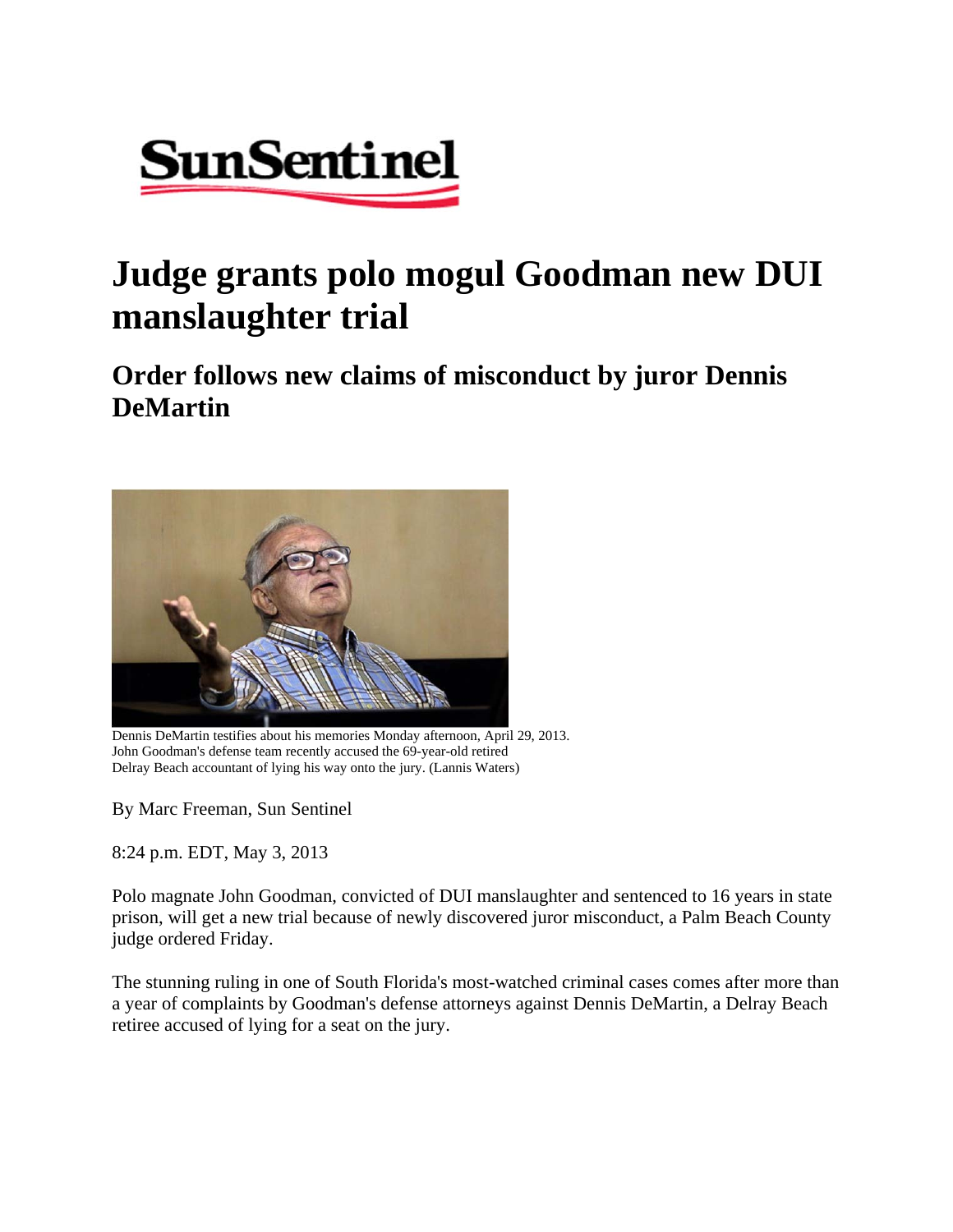SunSentinel

# Judge grants polo mogul Goodman new DUI manslaughter trial

## Order follows new claims of misconduct by juror Dennis DeMartin

Dennis DeMartin testifies about his memories Monday afternoon, April 29, 2013. John Goodman's defense team recently accused the 69-year-old retired Delray Beach accountant of lying his way onto the jury. (Lannis Waters)

By Marc Freeman, Sun Sentinel

8:24 p.m. EDT, May 3, 2013

Polo magnate John Goodman, convicted of DUI manslaughter and sentenced to 16 years in state prison, will get a new trial because of newly discovered juror misconduct, a Palm Beach County judge ordered Friday.

The stunning ruling in one of South Florida's most-watched criminal cases comes after more than a year of complaints by Goodman's defense attorneys against Dennis DeMartin, a Delray Beach retiree accused of lying for a seat on the jury.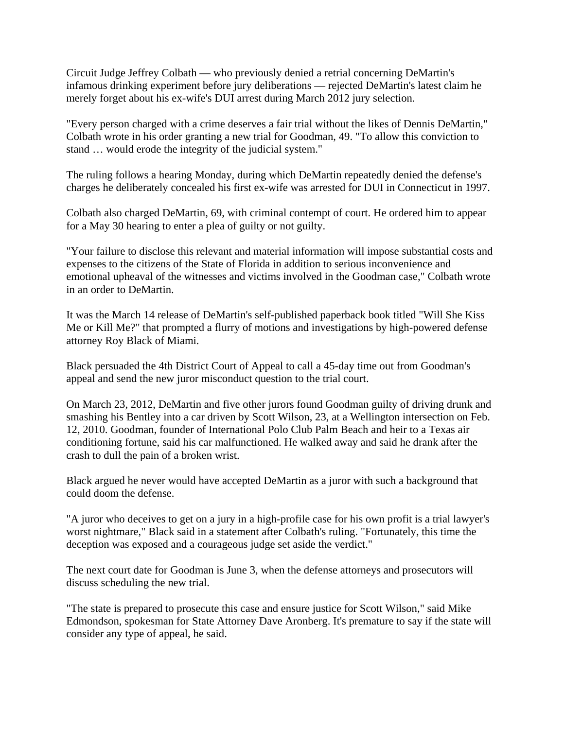Circuit Judge Jeffrey Colbath — who previously denied a retrial concerning DeMartin's infamous drinking experiment before jury deliberations — rejected DeMartin's latest claim he merely forget about his ex-wife's DUI arrest during March 2012 jury selection.

"Every person charged with a crime deserves a fair trial without the likes of Dennis DeMartin," Colbath wrote in his order granting a new trial for Goodman, 49. "To allow this conviction to stand … would erode the integrity of the judicial system."

The ruling follows a hearing Monday, during which DeMartin repeatedly denied the defense's charges he deliberately concealed his first ex-wife was arrested for DUI in Connecticut in 1997.

Colbath also charged DeMartin, 69, with criminal contempt of court. He ordered him to appear for a May 30 hearing to enter a plea of guilty or not guilty.

"Your failure to disclose this relevant and material information will impose substantial costs and expenses to the citizens of the State of Florida in addition to serious inconvenience and emotional upheaval of the witnesses and victims involved in the Goodman case," Colbath wrote in an order to DeMartin.

It was the March 14 release of DeMartin's self-published paperback book titled "Will She Kiss Me or Kill Me?" that prompted a flurry of motions and investigations by high-powered defense attorney Roy Black of Miami.

Black persuaded the 4th District Court of Appeal to call a 45-day time out from Goodman's appeal and send the new juror misconduct question to the trial court.

On March 23, 2012, DeMartin and five other jurors found Goodman guilty of driving drunk and smashing his Bentley into a car driven by Scott Wilson, 23, at a Wellington intersection on Feb. 12, 2010. Goodman, founder of International Polo Club Palm Beach and heir to a Texas air conditioning fortune, said his car malfunctioned. He walked away and said he drank after the crash to dull the pain of a broken wrist.

Black argued he never would have accepted DeMartin as a juror with such a background that could doom the defense.

"A juror who deceives to get on a jury in a high-profile case for his own profit is a trial lawyer's worst nightmare," Black said in a statement after Colbath's ruling. "Fortunately, this time the deception was exposed and a courageous judge set aside the verdict."

The next court date for Goodman is June 3, when the defense attorneys and prosecutors will discuss scheduling the new trial.

"The state is prepared to prosecute this case and ensure justice for Scott Wilson," said Mike Edmondson, spokesman for State Attorney Dave Aronberg. It's premature to say if the state will consider any type of appeal, he said.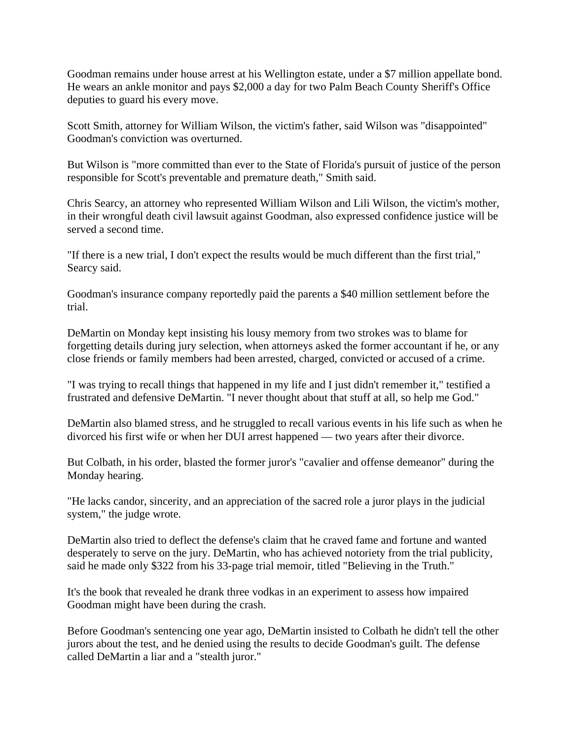Goodman remains under house arrest at his Wellington estate, under a $7 million appellate bond. He wears an ankle monitor and pays $2,000 a day for two Palm Beach County Sheriff's Office deputies to guard his every move.

Scott Smith, attorney for William Wilson, the victim's father, said Wilson was "disappointed" Goodman's conviction was overturned.

But Wilson is "more committed than ever to the State of Florida's pursuit of justice of the person responsible for Scott's preventable and premature death," Smith said.

Chris Searcy, an attorney who represented William Wilson and Lili Wilson, the victim's mother, in their wrongful death civil lawsuit against Goodman, also expressed confidence justice will be served a second time.

"If there is a new trial, I don't expect the results would be much different than the first trial," Searcy said.

Goodman's insurance company reportedly paid the parents a $40 million settlement before the trial.

DeMartin on Monday kept insisting his lousy memory from two strokes was to blame for forgetting details during jury selection, when attorneys asked the former accountant if he, or any close friends or family members had been arrested, charged, convicted or accused of a crime.

"I was trying to recall things that happened in my life and I just didn't remember it," testified a frustrated and defensive DeMartin. "I never thought about that stuff at all, so help me God."

DeMartin also blamed stress, and he struggled to recall various events in his life such as when he divorced his first wife or when her DUI arrest happened — two years after their divorce.

But Colbath, in his order, blasted the former juror's "cavalier and offense demeanor" during the Monday hearing.

"He lacks candor, sincerity, and an appreciation of the sacred role a juror plays in the judicial system," the judge wrote.

DeMartin also tried to deflect the defense's claim that he craved fame and fortune and wanted desperately to serve on the jury. DeMartin, who has achieved notoriety from the trial publicity, said he made only $322 from his 33-page trial memoir, titled "Believing in the Truth."

It's the book that revealed he drank three vodkas in an experiment to assess how impaired Goodman might have been during the crash.

Before Goodman's sentencing one year ago, DeMartin insisted to Colbath he didn't tell the other jurors about the test, and he denied using the results to decide Goodman's guilt. The defense called DeMartin a liar and a "stealth juror."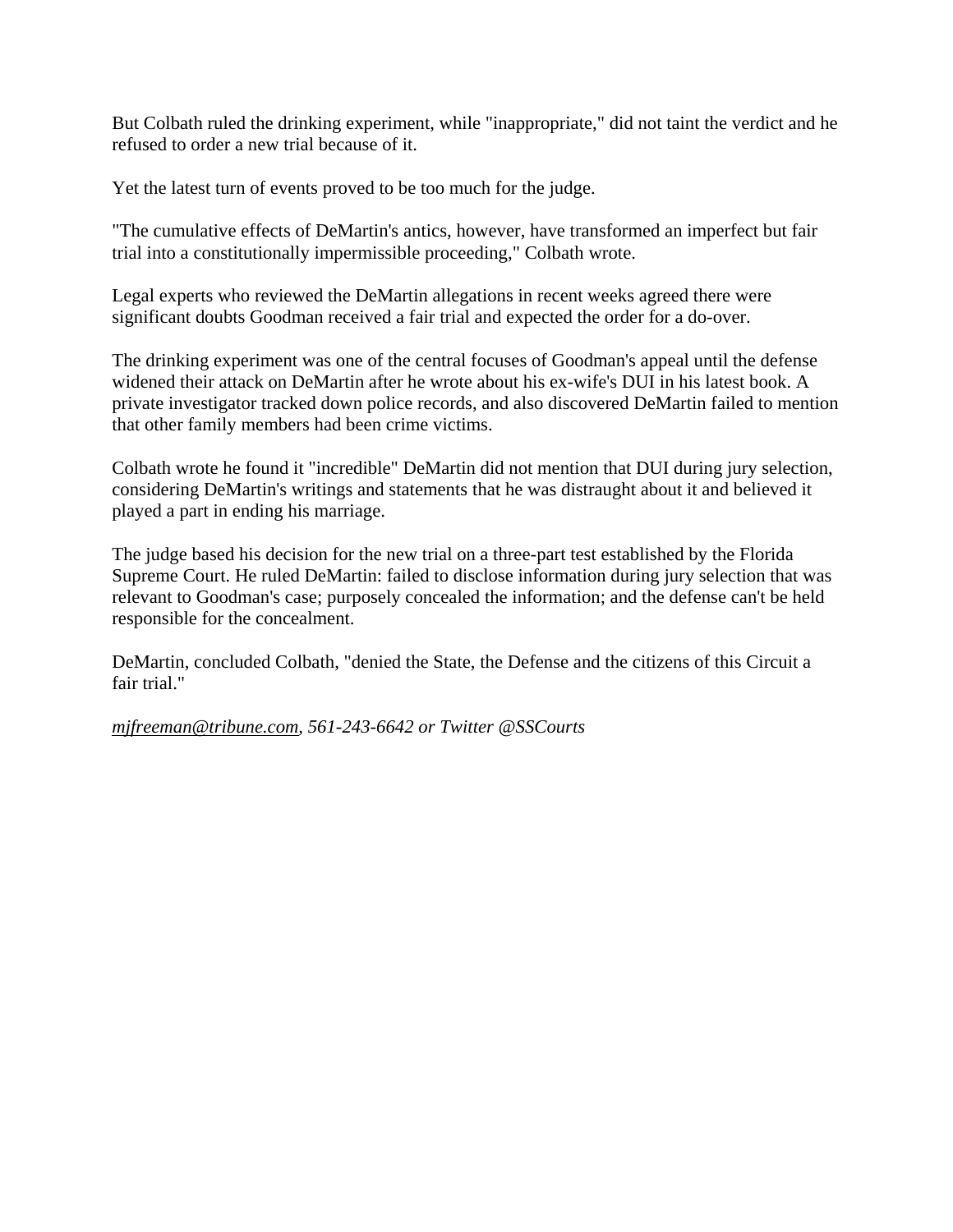But Colbath ruled the drinking experiment, while "inappropriate," did not taint the verdict and he refused to order a new trial because of it.

Yet the latest turn of events proved to be too much for the judge.

"The cumulative effects of DeMartin's antics, however, have transformed an imperfect but fair trial into a constitutionally impermissible proceeding," Colbath wrote.

Legal experts who reviewed the DeMartin allegations in recent weeks agreed there were significant doubts Goodman received a fair trial and expected the order for a do-over.

The drinking experiment was one of the central focuses of Goodman's appeal until the defense widened their attack on DeMartin after he wrote about his ex-wife's DUI in his latest book. A private investigator tracked down police records, and also discovered DeMartin failed to mention that other family members had been crime victims.

Colbath wrote he found it "incredible" DeMartin did not mention that DUI during jury selection, considering DeMartin's writings and statements that he was distraught about it and believed it played a part in ending his marriage.

The judge based his decision for the new trial on a three-part test established by the Florida Supreme Court. He ruled DeMartin: failed to disclose information during jury selection that was relevant to Goodman's case; purposely concealed the information; and the defense can't be held responsible for the concealment.

DeMartin, concluded Colbath, "denied the State, the Defense and the citizens of this Circuit a fair trial."

*mjfreeman@tribune.com, 561-243-6642 or Twitter @SSCourts*